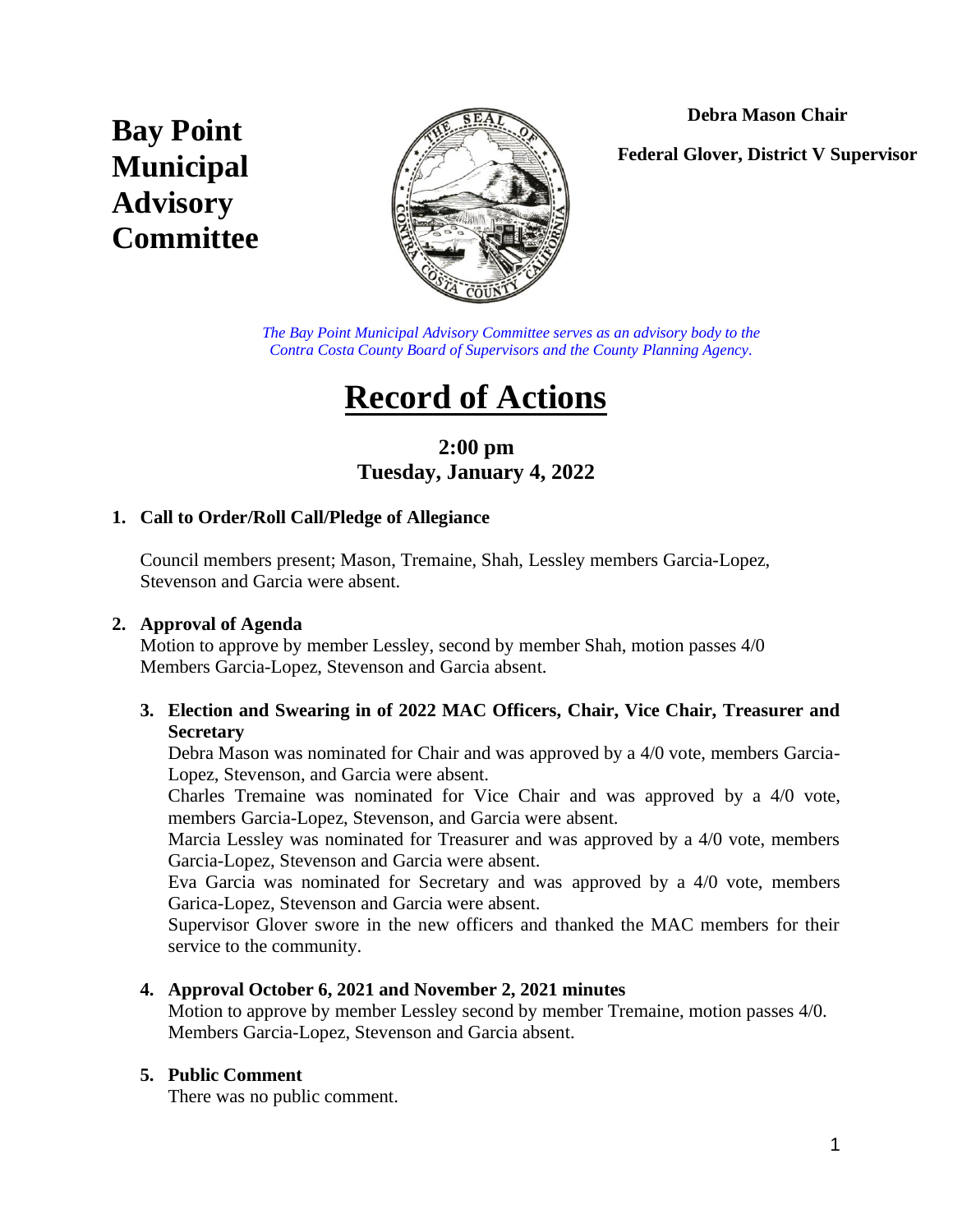# Bay Point Municipal Advisory Committee

**Debra Mason Chair**

**Federal Glover, District V Supervisor**

*The Bay Point Municipal Advisory Committee serves as an advisory body to the Contra Costa County Board of Supervisors and the County Planning Agency.*

# Record of Actions

## 2:00 pm
## Tuesday, January 4, 2022

**1. Call to Order/Roll Call/Pledge of Allegiance**

Council members present; Mason, Tremaine, Shah, Lessley members Garcia-Lopez, Stevenson and Garcia were absent.

**2. Approval of Agenda**

Motion to approve by member Lessley, second by member Shah, motion passes 4/0 Members Garcia-Lopez, Stevenson and Garcia absent.

**3. Election and Swearing in of 2022 MAC Officers, Chair, Vice Chair, Treasurer and Secretary**

Debra Mason was nominated for Chair and was approved by a 4/0 vote, members Garcia-Lopez, Stevenson, and Garcia were absent.

Charles Tremaine was nominated for Vice Chair and was approved by a 4/0 vote, members Garcia-Lopez, Stevenson, and Garcia were absent.

Marcia Lessley was nominated for Treasurer and was approved by a 4/0 vote, members Garcia-Lopez, Stevenson and Garcia were absent.

Eva Garcia was nominated for Secretary and was approved by a 4/0 vote, members Garica-Lopez, Stevenson and Garcia were absent.

Supervisor Glover swore in the new officers and thanked the MAC members for their service to the community.

**4. Approval October 6, 2021 and November 2, 2021 minutes**

Motion to approve by member Lessley second by member Tremaine, motion passes 4/0. Members Garcia-Lopez, Stevenson and Garcia absent.

**5. Public Comment**

There was no public comment.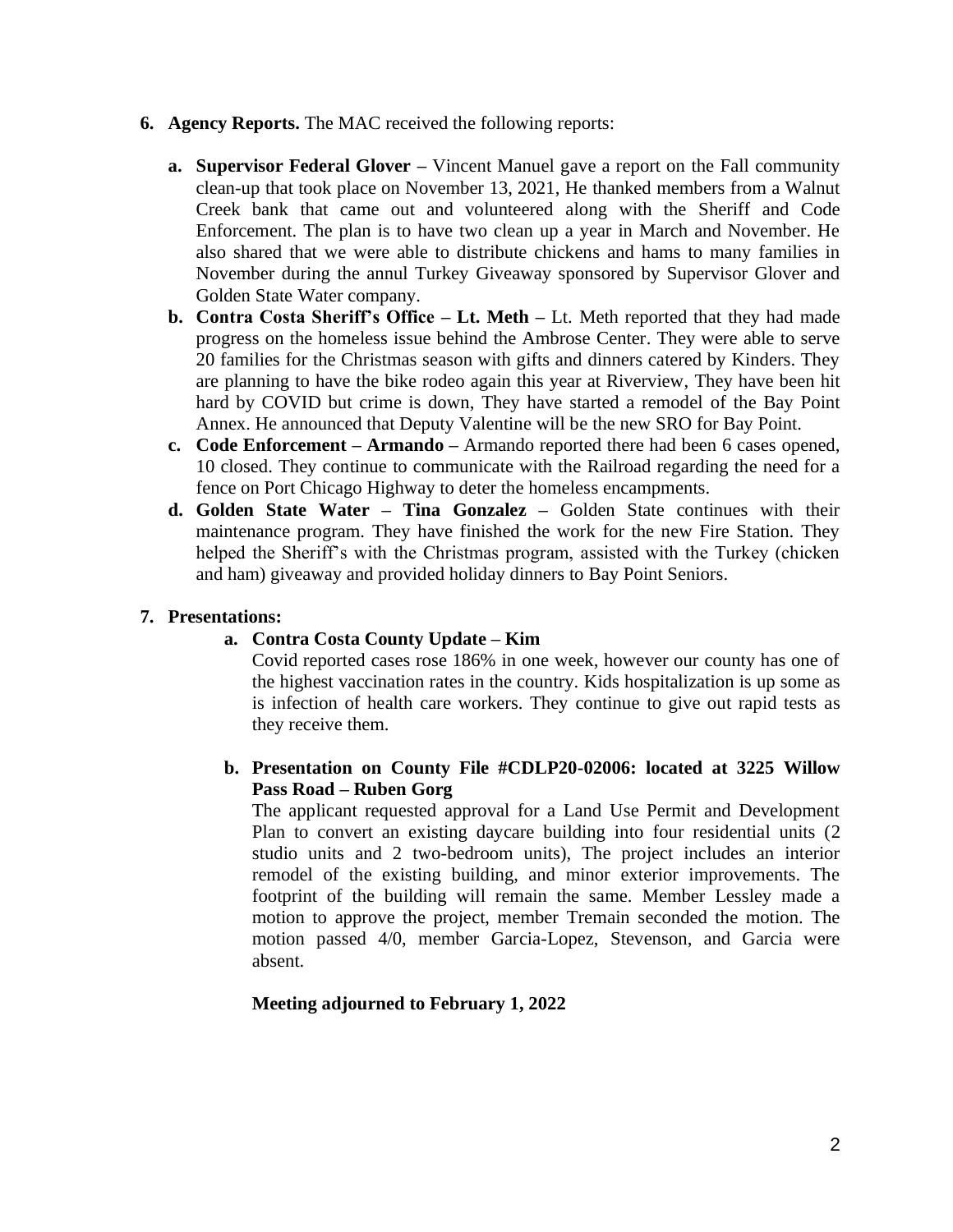6. **Agency Reports.** The MAC received the following reports:

   a. **Supervisor Federal Glover –** Vincent Manuel gave a report on the Fall community clean-up that took place on November 13, 2021, He thanked members from a Walnut Creek bank that came out and volunteered along with the Sheriff and Code Enforcement. The plan is to have two clean up a year in March and November. He also shared that we were able to distribute chickens and hams to many families in November during the annul Turkey Giveaway sponsored by Supervisor Glover and Golden State Water company.

   b. **Contra Costa Sheriff's Office – Lt. Meth –** Lt. Meth reported that they had made progress on the homeless issue behind the Ambrose Center. They were able to serve 20 families for the Christmas season with gifts and dinners catered by Kinders. They are planning to have the bike rodeo again this year at Riverview, They have been hit hard by COVID but crime is down, They have started a remodel of the Bay Point Annex. He announced that Deputy Valentine will be the new SRO for Bay Point.

   c. **Code Enforcement – Armando –** Armando reported there had been 6 cases opened, 10 closed. They continue to communicate with the Railroad regarding the need for a fence on Port Chicago Highway to deter the homeless encampments.

   d. **Golden State Water – Tina Gonzalez –** Golden State continues with their maintenance program. They have finished the work for the new Fire Station. They helped the Sheriff's with the Christmas program, assisted with the Turkey (chicken and ham) giveaway and provided holiday dinners to Bay Point Seniors.

7. **Presentations:**

   a. **Contra Costa County Update – Kim**

   Covid reported cases rose 186% in one week, however our county has one of the highest vaccination rates in the country. Kids hospitalization is up some as is infection of health care workers. They continue to give out rapid tests as they receive them.

   b. **Presentation on County File #CDLP20-02006: located at 3225 Willow Pass Road – Ruben Gorg**

   The applicant requested approval for a Land Use Permit and Development Plan to convert an existing daycare building into four residential units (2 studio units and 2 two-bedroom units), The project includes an interior remodel of the existing building, and minor exterior improvements. The footprint of the building will remain the same. Member Lessley made a motion to approve the project, member Tremain seconded the motion. The motion passed 4/0, member Garcia-Lopez, Stevenson, and Garcia were absent.

   **Meeting adjourned to February 1, 2022**